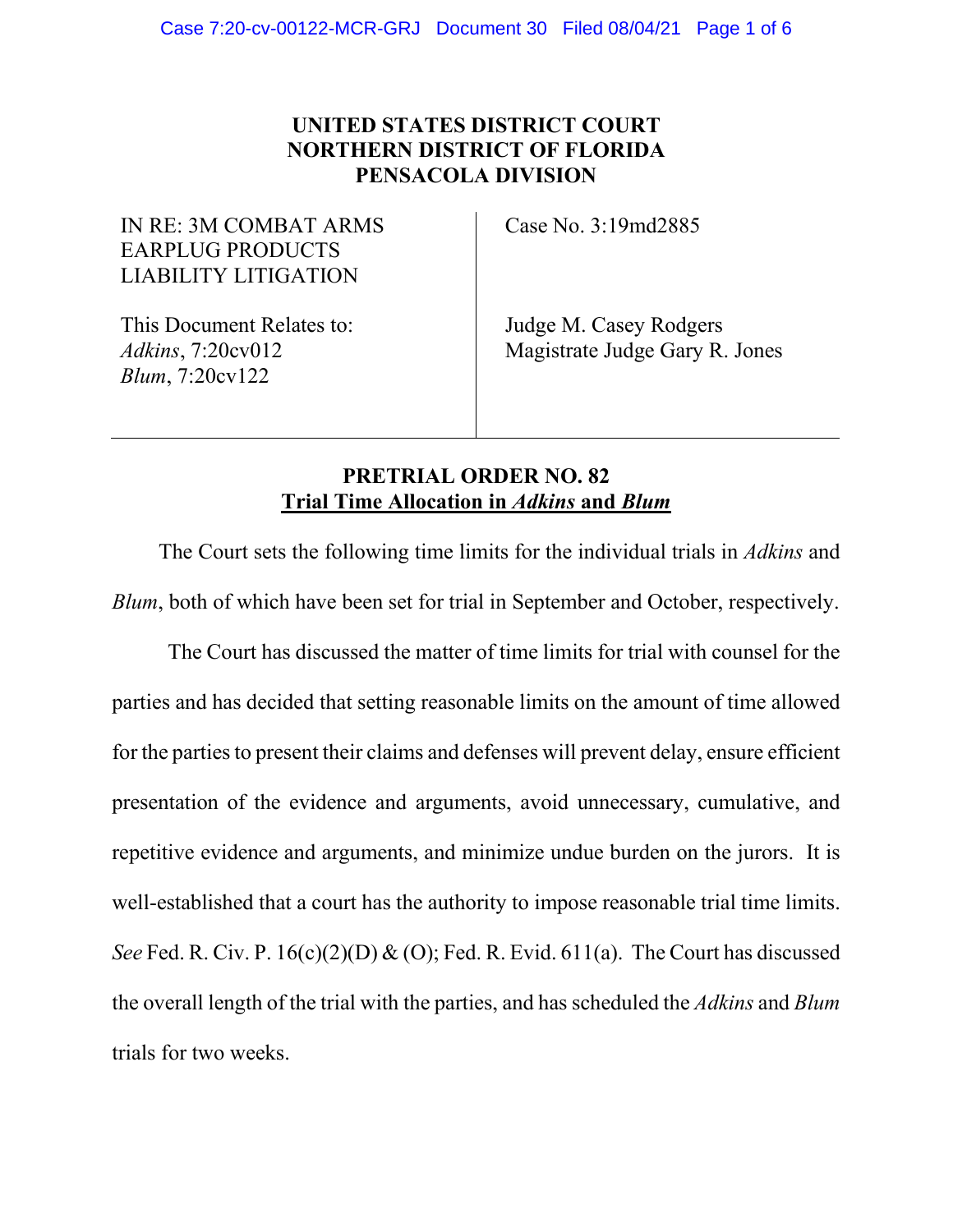**UNITED STATES DISTRICT COURT**
**NORTHERN DISTRICT OF FLORIDA**
**PENSACOLA DIVISION**

| | |
|---|---|
| IN RE: 3M COMBAT ARMS EARPLUG PRODUCTS LIABILITY LITIGATION | Case No. 3:19md2885 |
| This Document Relates to: *Adkins*, 7:20cv012 *Blum*, 7:20cv122 | Judge M. Casey Rodgers Magistrate Judge Gary R. Jones |

**PRETRIAL ORDER NO. 82**
**<u>Trial Time Allocation in *Adkins* and *Blum*</u>**

The Court sets the following time limits for the individual trials in *Adkins* and *Blum*, both of which have been set for trial in September and October, respectively.

The Court has discussed the matter of time limits for trial with counsel for the parties and has decided that setting reasonable limits on the amount of time allowed for the parties to present their claims and defenses will prevent delay, ensure efficient presentation of the evidence and arguments, avoid unnecessary, cumulative, and repetitive evidence and arguments, and minimize undue burden on the jurors. It is well-established that a court has the authority to impose reasonable trial time limits. *See* Fed. R. Civ. P. 16(c)(2)(D) & (O); Fed. R. Evid. 611(a). The Court has discussed the overall length of the trial with the parties, and has scheduled the *Adkins* and *Blum* trials for two weeks.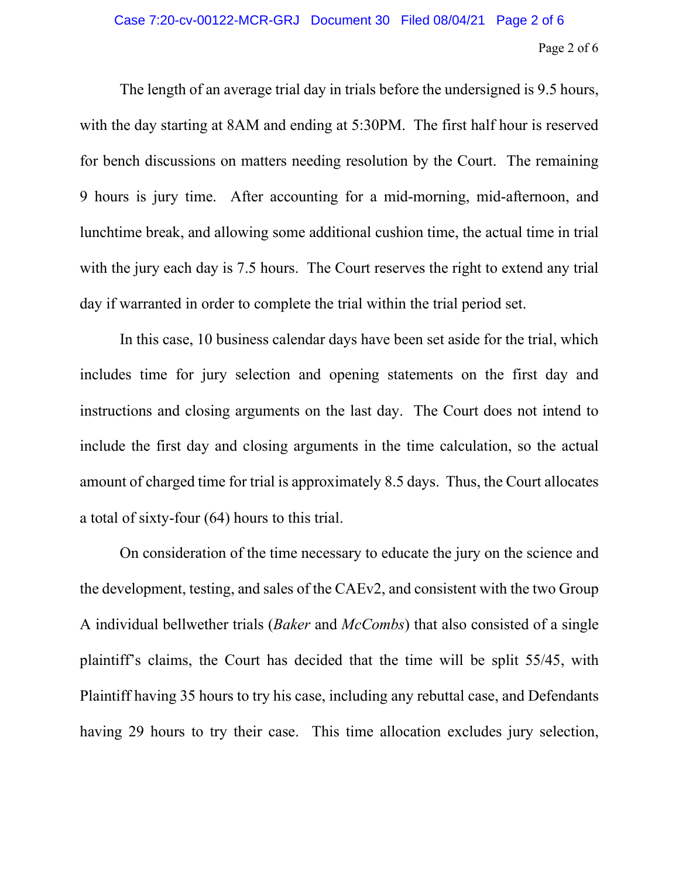The length of an average trial day in trials before the undersigned is 9.5 hours, with the day starting at 8AM and ending at 5:30PM. The first half hour is reserved for bench discussions on matters needing resolution by the Court. The remaining 9 hours is jury time. After accounting for a mid-morning, mid-afternoon, and lunchtime break, and allowing some additional cushion time, the actual time in trial with the jury each day is 7.5 hours. The Court reserves the right to extend any trial day if warranted in order to complete the trial within the trial period set.

In this case, 10 business calendar days have been set aside for the trial, which includes time for jury selection and opening statements on the first day and instructions and closing arguments on the last day. The Court does not intend to include the first day and closing arguments in the time calculation, so the actual amount of charged time for trial is approximately 8.5 days. Thus, the Court allocates a total of sixty-four (64) hours to this trial.

On consideration of the time necessary to educate the jury on the science and the development, testing, and sales of the CAEv2, and consistent with the two Group A individual bellwether trials (*Baker* and *McCombs*) that also consisted of a single plaintiff's claims, the Court has decided that the time will be split 55/45, with Plaintiff having 35 hours to try his case, including any rebuttal case, and Defendants having 29 hours to try their case. This time allocation excludes jury selection,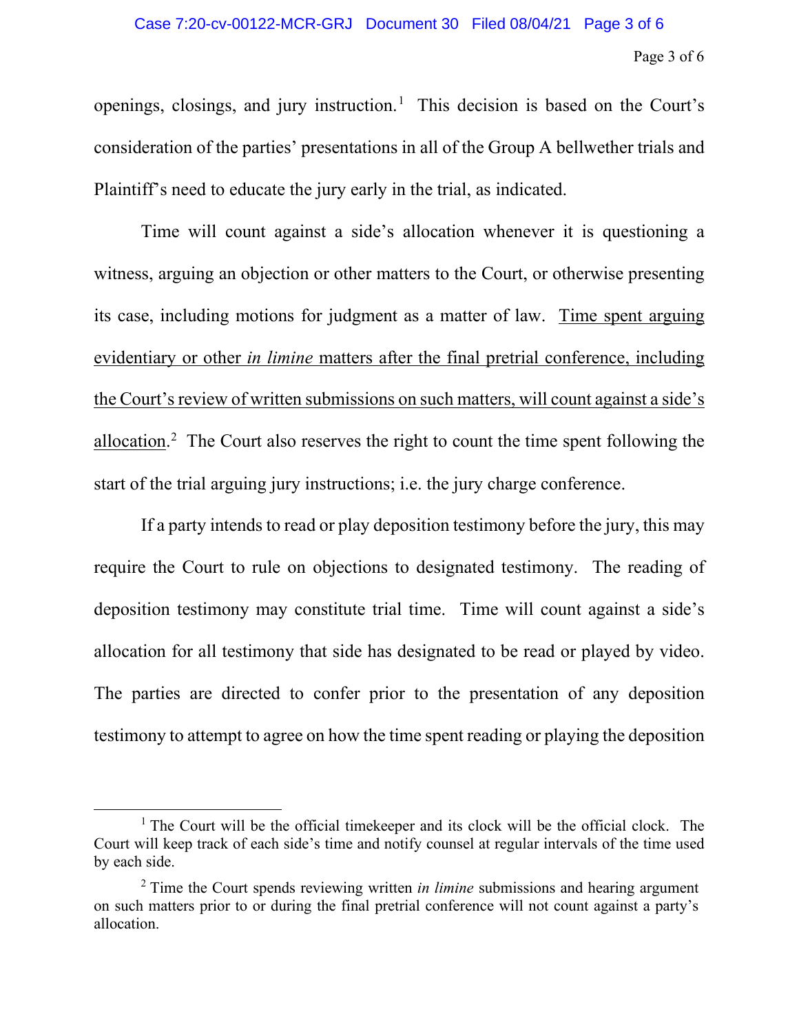openings, closings, and jury instruction.[1] This decision is based on the Court's consideration of the parties' presentations in all of the Group A bellwether trials and Plaintiff's need to educate the jury early in the trial, as indicated.

Time will count against a side's allocation whenever it is questioning a witness, arguing an objection or other matters to the Court, or otherwise presenting its case, including motions for judgment as a matter of law. <u>Time spent arguing evidentiary or other *in limine* matters after the final pretrial conference, including the Court's review of written submissions on such matters, will count against a side's allocation</u>.[2] The Court also reserves the right to count the time spent following the start of the trial arguing jury instructions; i.e. the jury charge conference.

If a party intends to read or play deposition testimony before the jury, this may require the Court to rule on objections to designated testimony. The reading of deposition testimony may constitute trial time. Time will count against a side's allocation for all testimony that side has designated to be read or played by video. The parties are directed to confer prior to the presentation of any deposition testimony to attempt to agree on how the time spent reading or playing the deposition

---

[1] The Court will be the official timekeeper and its clock will be the official clock. The Court will keep track of each side's time and notify counsel at regular intervals of the time used by each side.

[2] Time the Court spends reviewing written *in limine* submissions and hearing argument on such matters prior to or during the final pretrial conference will not count against a party's allocation.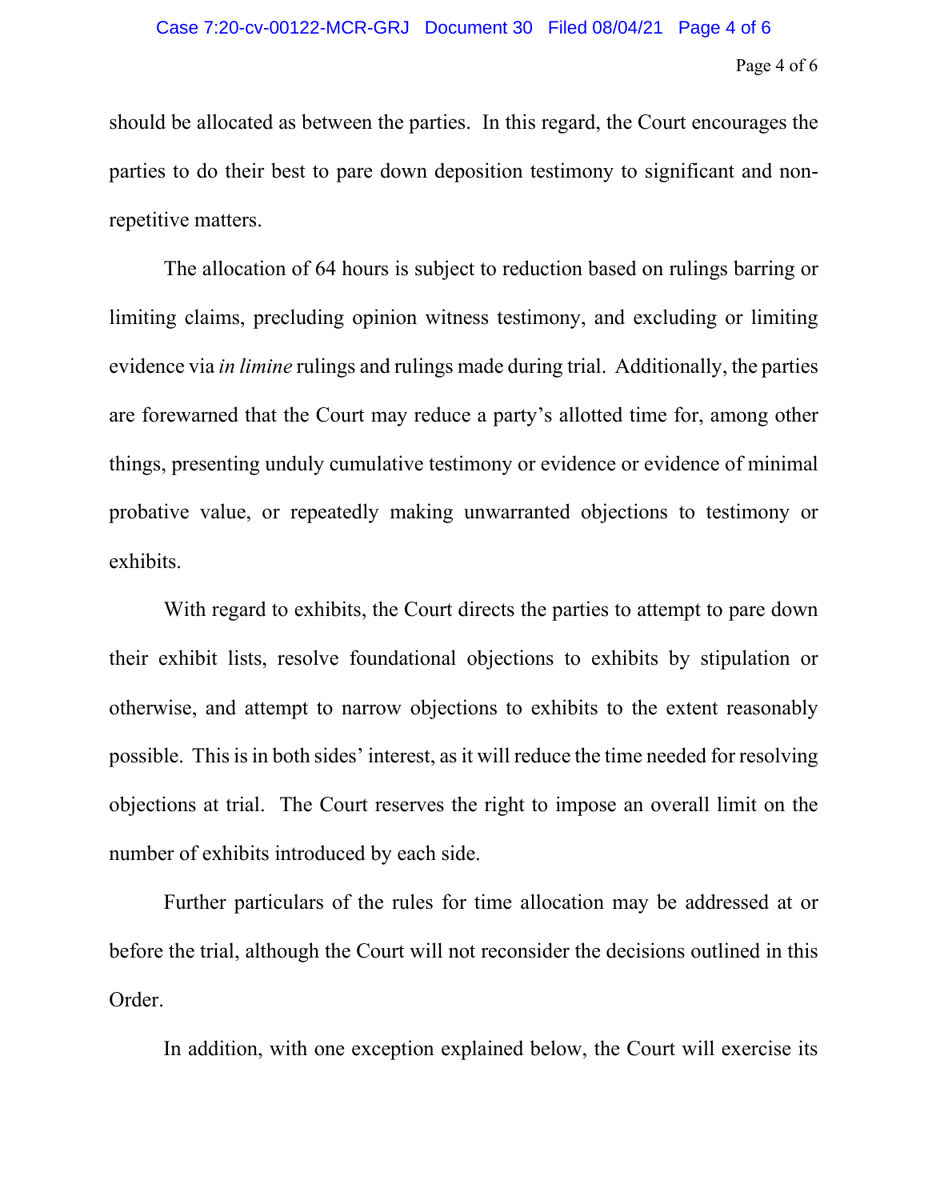should be allocated as between the parties. In this regard, the Court encourages the parties to do their best to pare down deposition testimony to significant and non-repetitive matters.

The allocation of 64 hours is subject to reduction based on rulings barring or limiting claims, precluding opinion witness testimony, and excluding or limiting evidence via *in limine* rulings and rulings made during trial. Additionally, the parties are forewarned that the Court may reduce a party's allotted time for, among other things, presenting unduly cumulative testimony or evidence or evidence of minimal probative value, or repeatedly making unwarranted objections to testimony or exhibits.

With regard to exhibits, the Court directs the parties to attempt to pare down their exhibit lists, resolve foundational objections to exhibits by stipulation or otherwise, and attempt to narrow objections to exhibits to the extent reasonably possible. This is in both sides' interest, as it will reduce the time needed for resolving objections at trial. The Court reserves the right to impose an overall limit on the number of exhibits introduced by each side.

Further particulars of the rules for time allocation may be addressed at or before the trial, although the Court will not reconsider the decisions outlined in this Order.

In addition, with one exception explained below, the Court will exercise its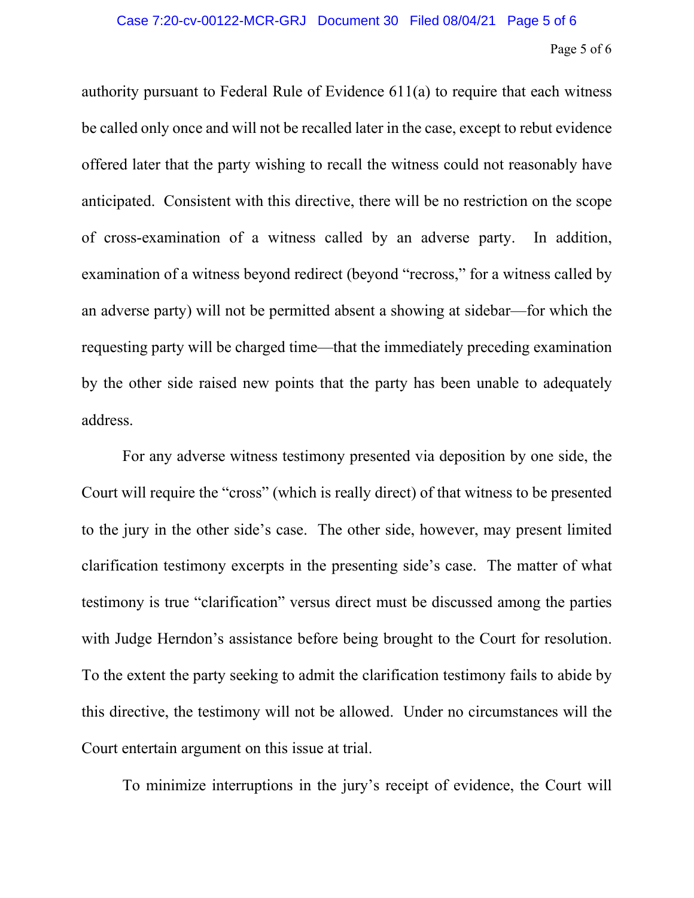authority pursuant to Federal Rule of Evidence 611(a) to require that each witness be called only once and will not be recalled later in the case, except to rebut evidence offered later that the party wishing to recall the witness could not reasonably have anticipated. Consistent with this directive, there will be no restriction on the scope of cross-examination of a witness called by an adverse party. In addition, examination of a witness beyond redirect (beyond "recross," for a witness called by an adverse party) will not be permitted absent a showing at sidebar—for which the requesting party will be charged time—that the immediately preceding examination by the other side raised new points that the party has been unable to adequately address.

For any adverse witness testimony presented via deposition by one side, the Court will require the "cross" (which is really direct) of that witness to be presented to the jury in the other side's case. The other side, however, may present limited clarification testimony excerpts in the presenting side's case. The matter of what testimony is true "clarification" versus direct must be discussed among the parties with Judge Herndon's assistance before being brought to the Court for resolution. To the extent the party seeking to admit the clarification testimony fails to abide by this directive, the testimony will not be allowed. Under no circumstances will the Court entertain argument on this issue at trial.

To minimize interruptions in the jury's receipt of evidence, the Court will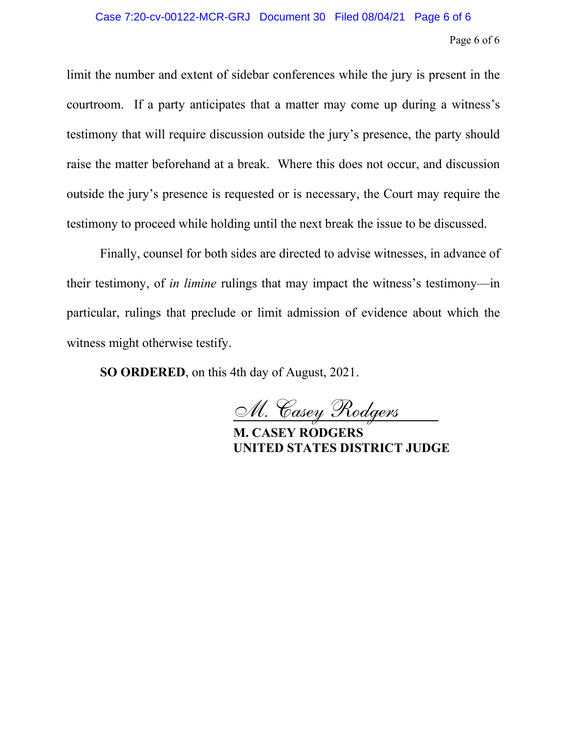limit the number and extent of sidebar conferences while the jury is present in the courtroom. If a party anticipates that a matter may come up during a witness's testimony that will require discussion outside the jury's presence, the party should raise the matter beforehand at a break. Where this does not occur, and discussion outside the jury's presence is requested or is necessary, the Court may require the testimony to proceed while holding until the next break the issue to be discussed.

Finally, counsel for both sides are directed to advise witnesses, in advance of their testimony, of *in limine* rulings that may impact the witness's testimony—in particular, rulings that preclude or limit admission of evidence about which the witness might otherwise testify.

**SO ORDERED**, on this 4th day of August, 2021.

*M. Casey Rodgers*

**M. CASEY RODGERS**
**UNITED STATES DISTRICT JUDGE**